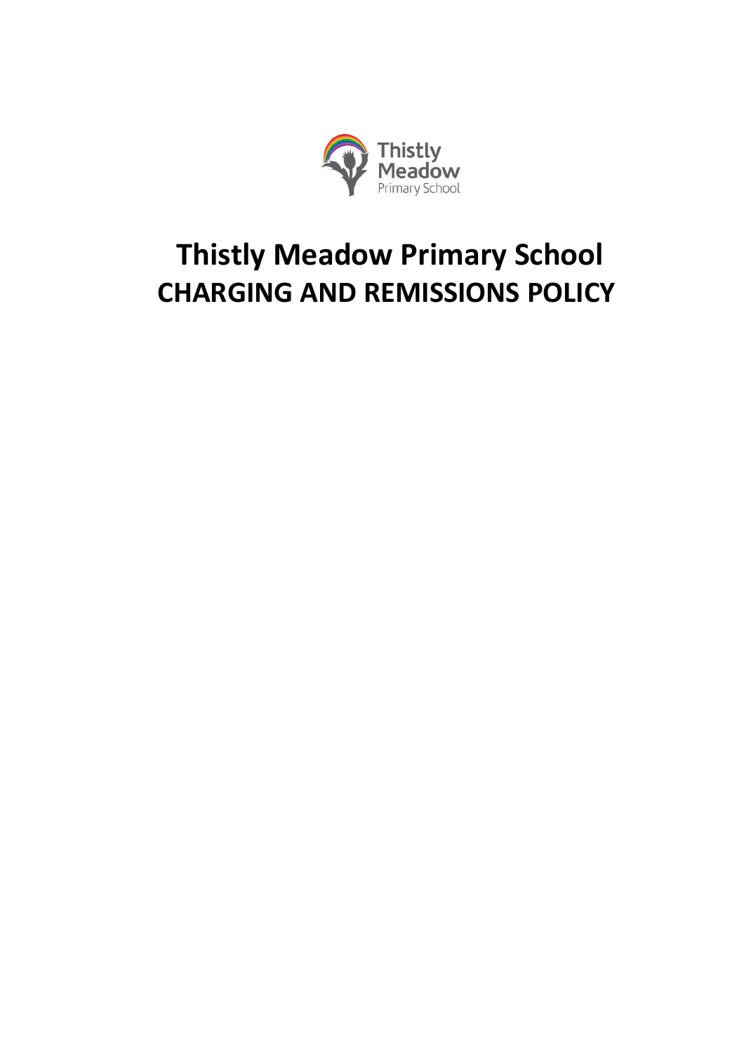# Thistly Meadow Primary School

# CHARGING AND REMISSIONS POLICY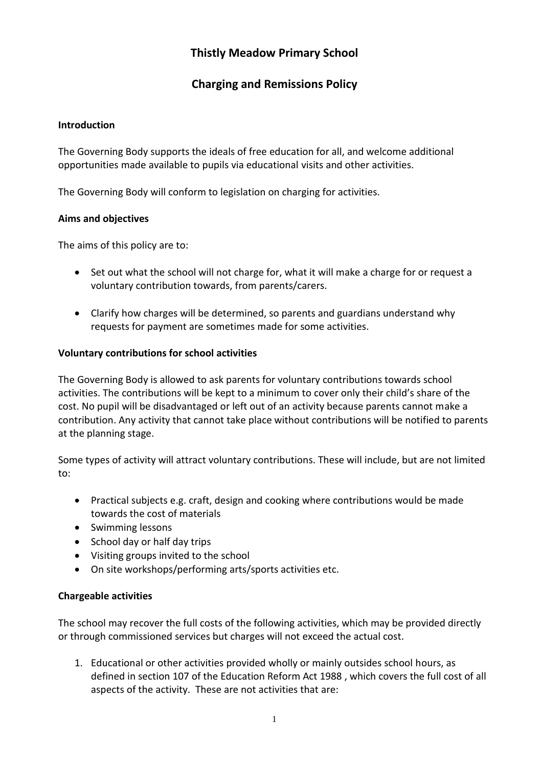# Thistly Meadow Primary School

## Charging and Remissions Policy

### Introduction

The Governing Body supports the ideals of free education for all, and welcome additional opportunities made available to pupils via educational visits and other activities.

The Governing Body will conform to legislation on charging for activities.

### Aims and objectives

The aims of this policy are to:

- Set out what the school will not charge for, what it will make a charge for or request a voluntary contribution towards, from parents/carers.

- Clarify how charges will be determined, so parents and guardians understand why requests for payment are sometimes made for some activities.

### Voluntary contributions for school activities

The Governing Body is allowed to ask parents for voluntary contributions towards school activities. The contributions will be kept to a minimum to cover only their child's share of the cost. No pupil will be disadvantaged or left out of an activity because parents cannot make a contribution. Any activity that cannot take place without contributions will be notified to parents at the planning stage.

Some types of activity will attract voluntary contributions. These will include, but are not limited to:

- Practical subjects e.g. craft, design and cooking where contributions would be made towards the cost of materials
- Swimming lessons
- School day or half day trips
- Visiting groups invited to the school
- On site workshops/performing arts/sports activities etc.

### Chargeable activities

The school may recover the full costs of the following activities, which may be provided directly or through commissioned services but charges will not exceed the actual cost.

1. Educational or other activities provided wholly or mainly outsides school hours, as defined in section 107 of the Education Reform Act 1988 , which covers the full cost of all aspects of the activity. These are not activities that are: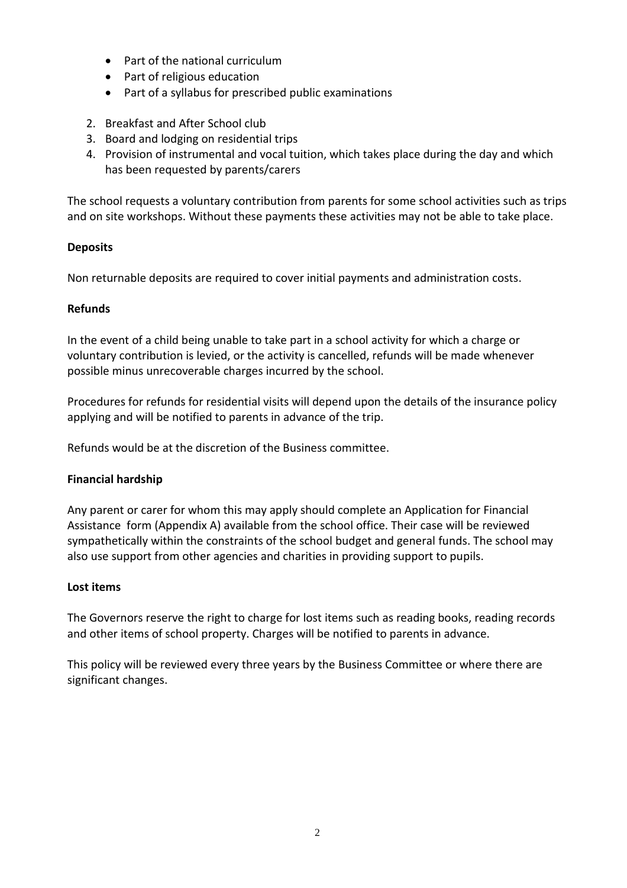- Part of the national curriculum
- Part of religious education
- Part of a syllabus for prescribed public examinations

2. Breakfast and After School club
3. Board and lodging on residential trips
4. Provision of instrumental and vocal tuition, which takes place during the day and which has been requested by parents/carers

The school requests a voluntary contribution from parents for some school activities such as trips and on site workshops. Without these payments these activities may not be able to take place.

**Deposits**

Non returnable deposits are required to cover initial payments and administration costs.

**Refunds**

In the event of a child being unable to take part in a school activity for which a charge or voluntary contribution is levied, or the activity is cancelled, refunds will be made whenever possible minus unrecoverable charges incurred by the school.

Procedures for refunds for residential visits will depend upon the details of the insurance policy applying and will be notified to parents in advance of the trip.

Refunds would be at the discretion of the Business committee.

**Financial hardship**

Any parent or carer for whom this may apply should complete an Application for Financial Assistance form (Appendix A) available from the school office. Their case will be reviewed sympathetically within the constraints of the school budget and general funds. The school may also use support from other agencies and charities in providing support to pupils.

**Lost items**

The Governors reserve the right to charge for lost items such as reading books, reading records and other items of school property. Charges will be notified to parents in advance.

This policy will be reviewed every three years by the Business Committee or where there are significant changes.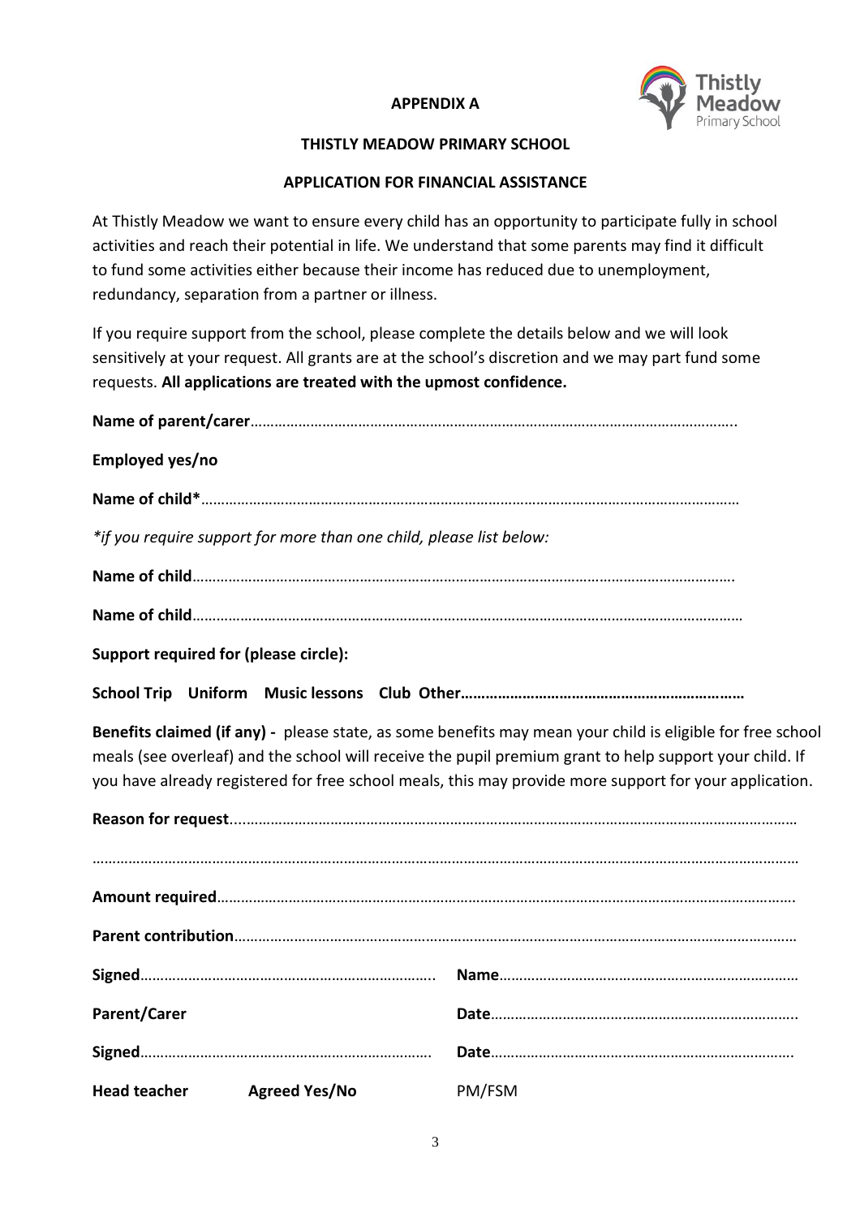**APPENDIX A**

**THISTLY MEADOW PRIMARY SCHOOL**

**APPLICATION FOR FINANCIAL ASSISTANCE**

At Thistly Meadow we want to ensure every child has an opportunity to participate fully in school activities and reach their potential in life. We understand that some parents may find it difficult to fund some activities either because their income has reduced due to unemployment, redundancy, separation from a partner or illness.

If you require support from the school, please complete the details below and we will look sensitively at your request. All grants are at the school's discretion and we may part fund some requests. **All applications are treated with the upmost confidence.**

**Name of parent/carer**……………………………………………………………………………………………………….

**Employed yes/no**

**Name of child***……………………………………………………………………………………………………………

*\*if you require support for more than one child, please list below:*

**Name of child**…………………………………………………………………………………………………………….

**Name of child**……………………………………………………………………………………………………………

**Support required for (please circle):**

**School Trip Uniform Music lessons Club Other…………………………………………………………**

**Benefits claimed (if any) -** please state, as some benefits may mean your child is eligible for free school meals (see overleaf) and the school will receive the pupil premium grant to help support your child. If you have already registered for free school meals, this may provide more support for your application.

**Reason for request**...............................................................................................................................

…………………………………………………………………………………………………………………………………………

**Amount required**…………………………………………………………………………………………………………….

**Parent contribution**…………………………………………………………………………………………………………

**Signed**……………………………………………………………….. **Name**…………………………………………………………………

**Parent/Carer** **Date**…………………………………………………………………..

**Signed**………………………………………………………………. **Date**………………………………………………………………….

**Head teacher** **Agreed Yes/No** PM/FSM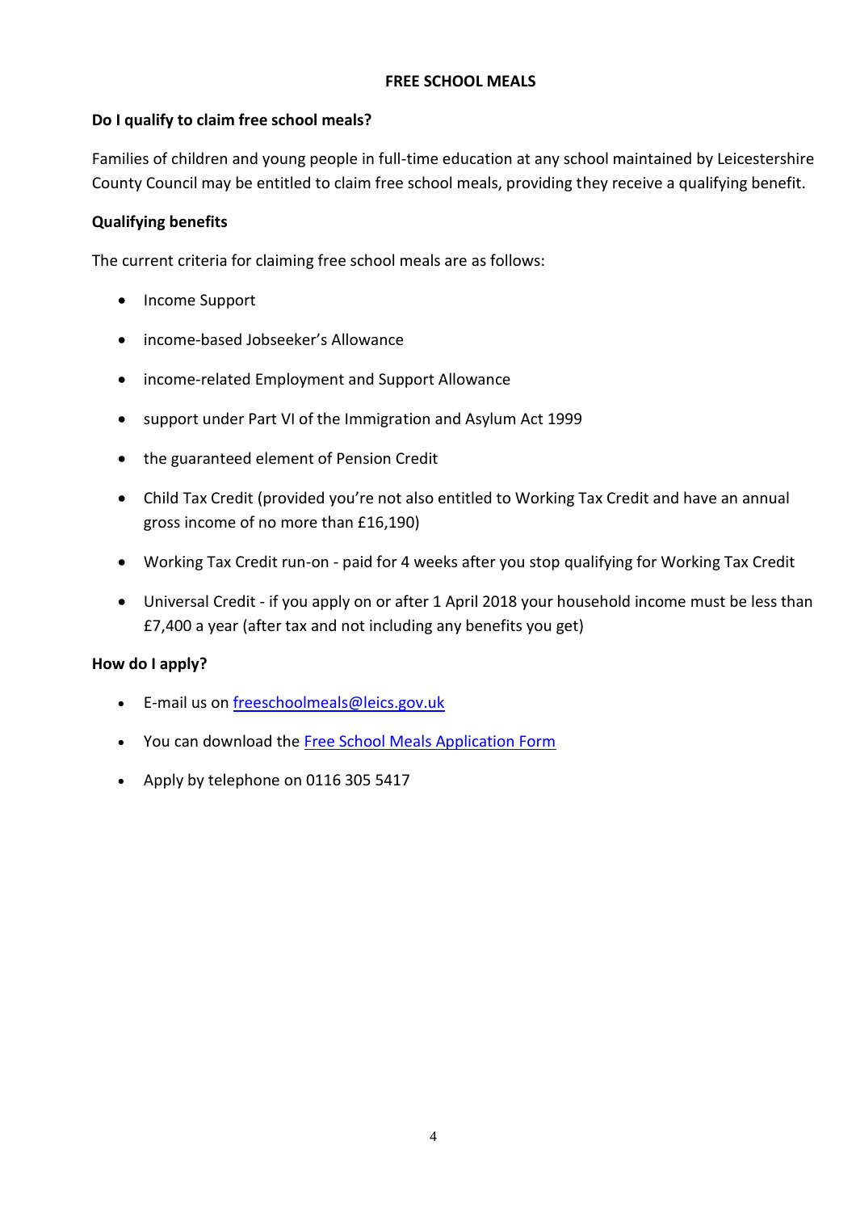# FREE SCHOOL MEALS

**Do I qualify to claim free school meals?**

Families of children and young people in full-time education at any school maintained by Leicestershire County Council may be entitled to claim free school meals, providing they receive a qualifying benefit.

**Qualifying benefits**

The current criteria for claiming free school meals are as follows:

- Income Support
- income-based Jobseeker's Allowance
- income-related Employment and Support Allowance
- support under Part VI of the Immigration and Asylum Act 1999
- the guaranteed element of Pension Credit
- Child Tax Credit (provided you're not also entitled to Working Tax Credit and have an annual gross income of no more than £16,190)
- Working Tax Credit run-on - paid for 4 weeks after you stop qualifying for Working Tax Credit
- Universal Credit - if you apply on or after 1 April 2018 your household income must be less than £7,400 a year (after tax and not including any benefits you get)

**How do I apply?**

- E-mail us on freeschoolmeals@leics.gov.uk
- You can download the Free School Meals Application Form
- Apply by telephone on 0116 305 5417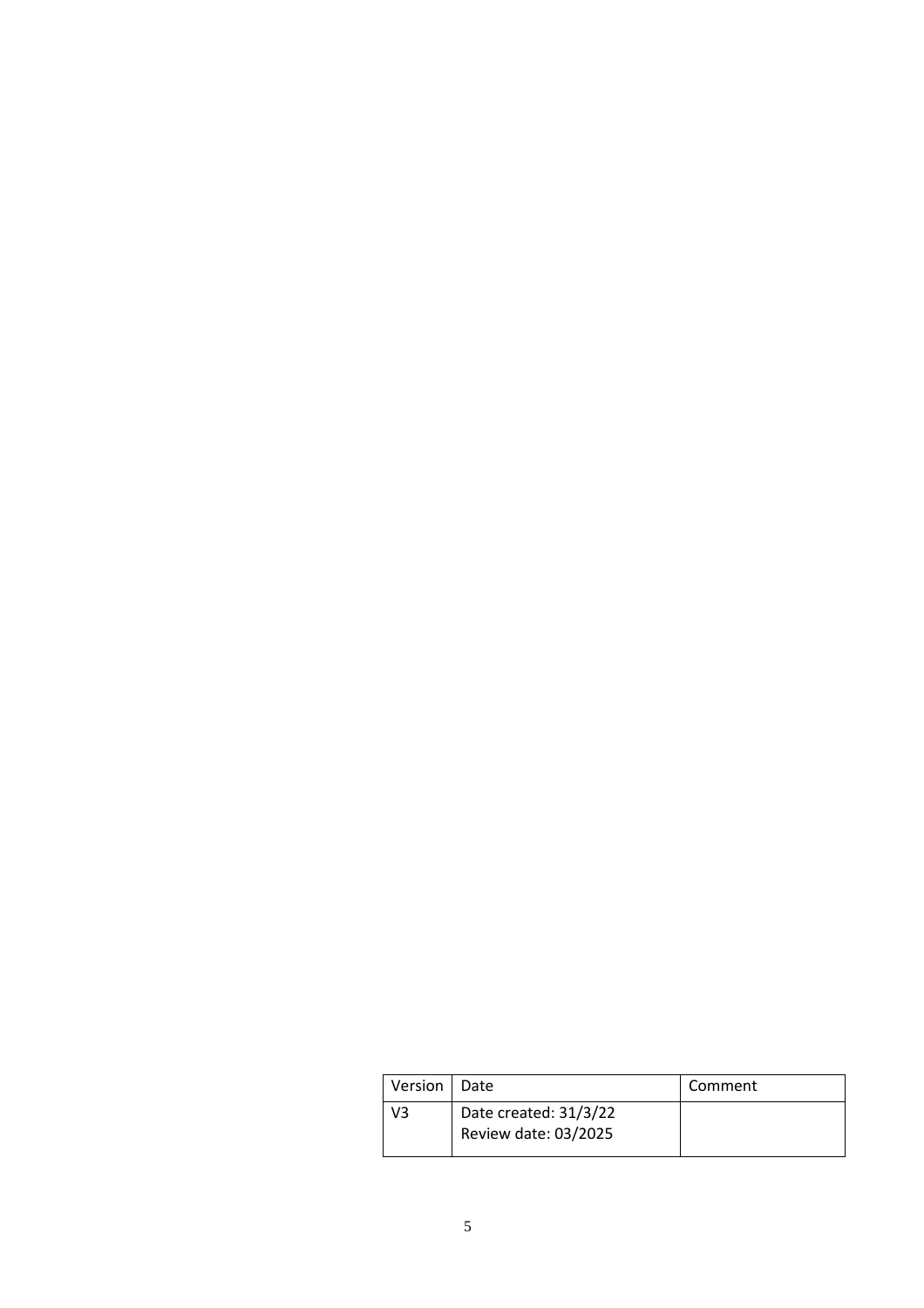| Version | Date | Comment |
| --- | --- | --- |
| V3 | Date created: 31/3/22<br>Review date: 03/2025 | |